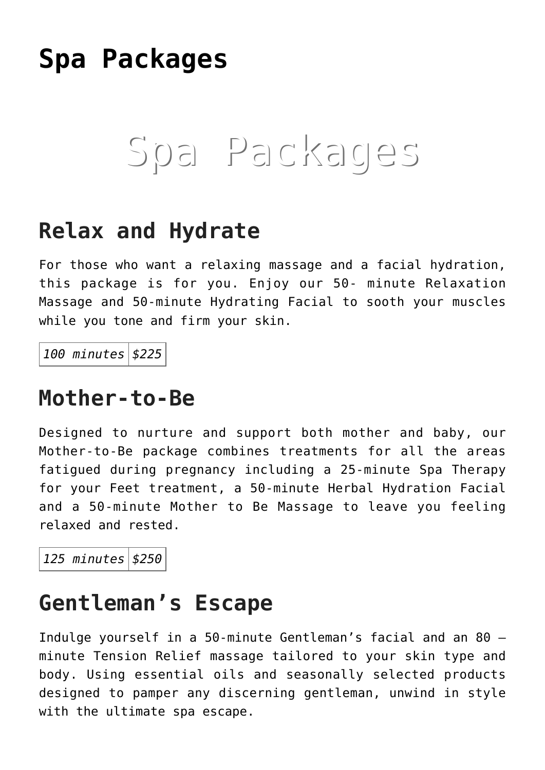# Spa Packages

Spa Packages

## Relax and Hydrate

For those who want a relaxing massage and a facial hydration, this package is for you. Enjoy our 50- minute Relaxation Massage and 50-minute Hydrating Facial to sooth your muscles while you tone and firm your skin.

| *100 minutes* | *$225* |
|---|---|

## Mother-to-Be

Designed to nurture and support both mother and baby, our Mother-to-Be package combines treatments for all the areas fatigued during pregnancy including a 25-minute Spa Therapy for your Feet treatment, a 50-minute Herbal Hydration Facial and a 50-minute Mother to Be Massage to leave you feeling relaxed and rested.

| *125 minutes* | *$250* |
|---|---|

## Gentleman's Escape

Indulge yourself in a 50-minute Gentleman's facial and an 80 – minute Tension Relief massage tailored to your skin type and body. Using essential oils and seasonally selected products designed to pamper any discerning gentleman, unwind in style with the ultimate spa escape.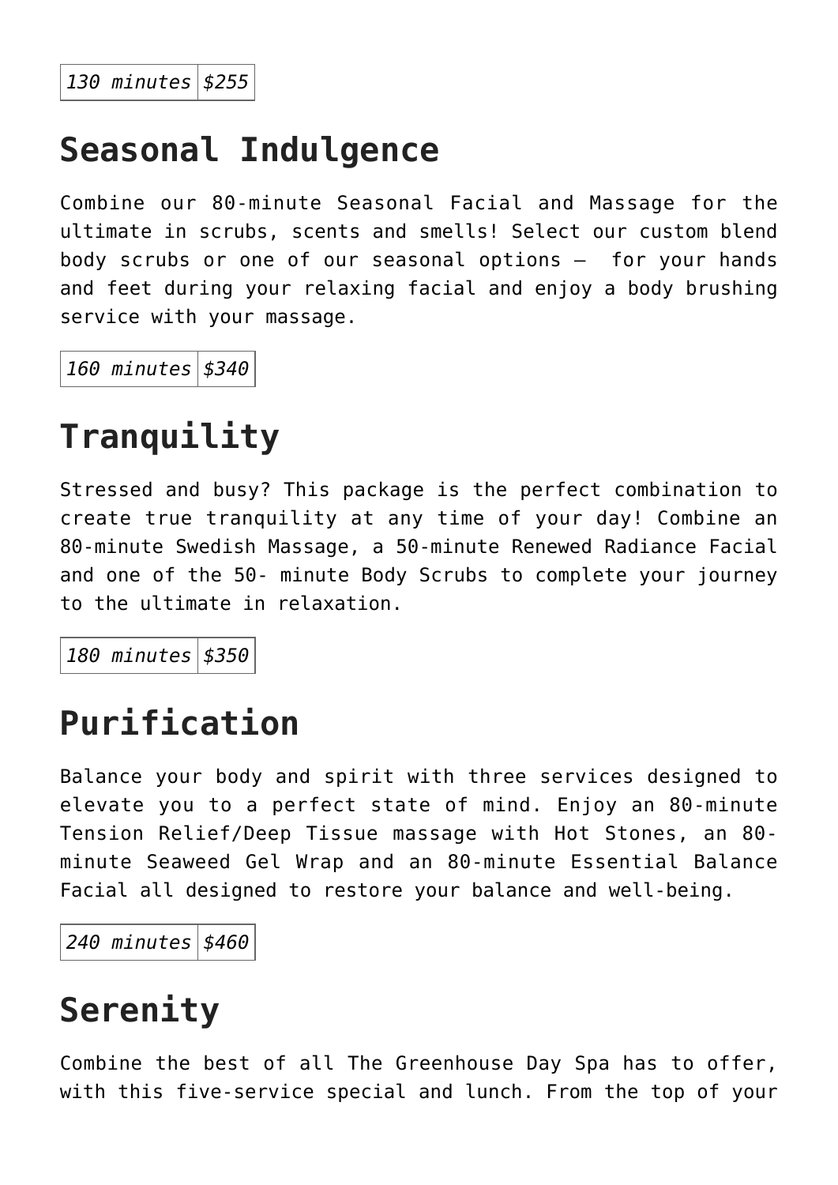| *130 minutes* | *$255* |
|---|---|

## Seasonal Indulgence

Combine our 80-minute Seasonal Facial and Massage for the ultimate in scrubs, scents and smells! Select our custom blend body scrubs or one of our seasonal options –  for your hands and feet during your relaxing facial and enjoy a body brushing service with your massage.

| *160 minutes* | *$340* |
|---|---|

## Tranquility

Stressed and busy? This package is the perfect combination to create true tranquility at any time of your day! Combine an 80-minute Swedish Massage, a 50-minute Renewed Radiance Facial and one of the 50- minute Body Scrubs to complete your journey to the ultimate in relaxation.

| *180 minutes* | *$350* |
|---|---|

## Purification

Balance your body and spirit with three services designed to elevate you to a perfect state of mind. Enjoy an 80-minute Tension Relief/Deep Tissue massage with Hot Stones, an 80-minute Seaweed Gel Wrap and an 80-minute Essential Balance Facial all designed to restore your balance and well-being.

| *240 minutes* | *$460* |
|---|---|

## Serenity

Combine the best of all The Greenhouse Day Spa has to offer, with this five-service special and lunch. From the top of your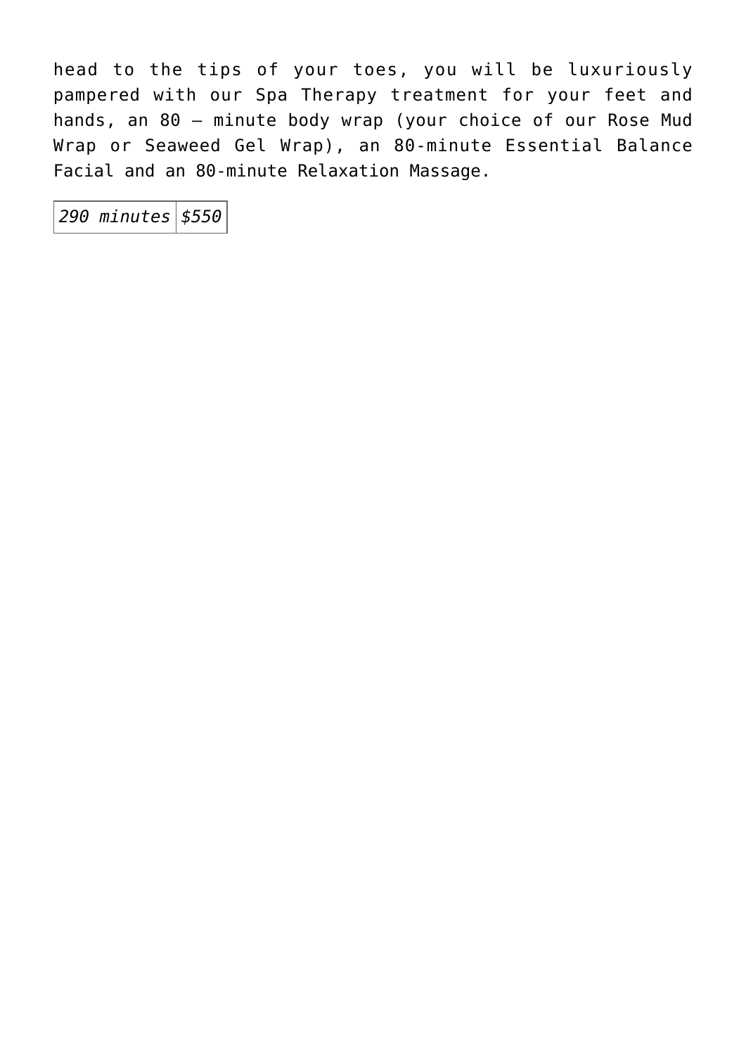head to the tips of your toes, you will be luxuriously pampered with our Spa Therapy treatment for your feet and hands, an 80 – minute body wrap (your choice of our Rose Mud Wrap or Seaweed Gel Wrap), an 80-minute Essential Balance Facial and an 80-minute Relaxation Massage.

| | |
|---|---|
| *290 minutes* | *$550* |